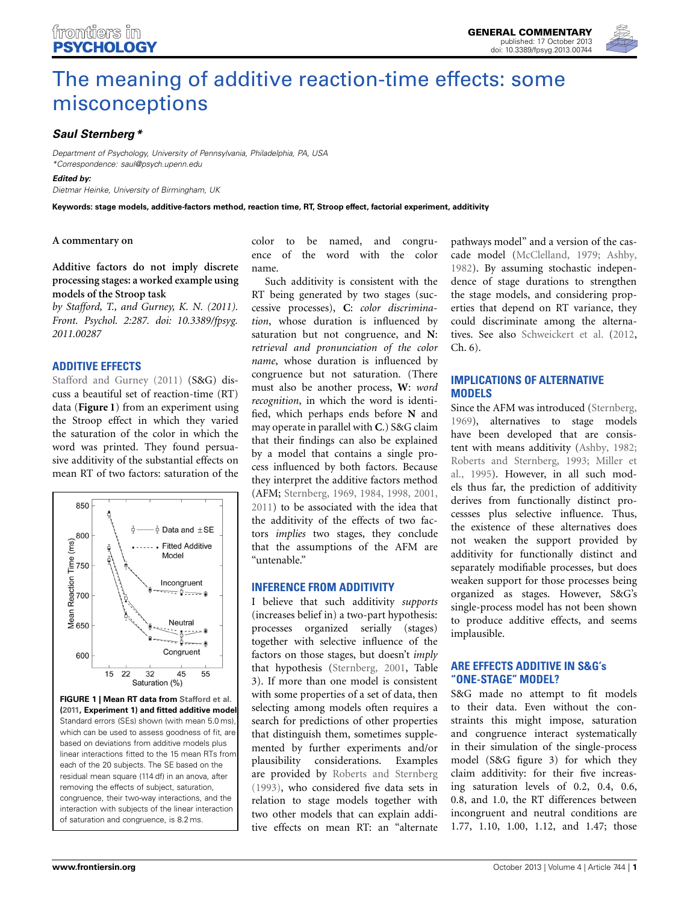# The meaning of additive reaction-time effects: some misconceptions

***Saul Sternberg****

*Department of Psychology, University of Pennsylvania, Philadelphia, PA, USA*
*\*Correspondence: saul@psych.upenn.edu*

***Edited by:***
*Dietmar Heinke, University of Birmingham, UK*

**Keywords: stage models, additive-factors method, reaction time, RT, Stroop effect, factorial experiment, additivity**

**A commentary on**

**Additive factors do not imply discrete processing stages: a worked example using models of the Stroop task**

*by Stafford, T., and Gurney, K. N. (2011). Front. Psychol. 2:287. doi: 10.3389/fpsyg.2011.00287*

## ADDITIVE EFFECTS

Stafford and Gurney (2011) (S&G) discuss a beautiful set of reaction-time (RT) data (**Figure 1**) from an experiment using the Stroop effect in which they varied the saturation of the color in which the word was printed. They found persuasive additivity of the substantial effects on mean RT of two factors: saturation of the color to be named, and congruence of the word with the color name.

**FIGURE 1 | Mean RT data from Stafford et al. (2011, Experiment 1) and fitted additive model** Standard errors (SEs) shown (with mean 5.0 ms), which can be used to assess goodness of fit, are based on deviations from additive models plus linear interactions fitted to the 15 mean RTs from each of the 20 subjects. The SE based on the residual mean square (114 df) in an anova, after removing the effects of subject, saturation, congruence, their two-way interactions, and the interaction with subjects of the linear interaction of saturation and congruence, is 8.2 ms.

Such additivity is consistent with the RT being generated by two stages (successive processes), **C**: *color discrimination*, whose duration is influenced by saturation but not congruence, and **N**: *retrieval and pronunciation of the color name*, whose duration is influenced by congruence but not saturation. (There must also be another process, **W**: *word recognition*, in which the word is identified, which perhaps ends before **N** and may operate in parallel with **C**.) S&G claim that their findings can also be explained by a model that contains a single process influenced by both factors. Because they interpret the additive factors method (AFM; Sternberg, 1969, 1984, 1998, 2001, 2011) to be associated with the idea that the additivity of the effects of two factors *implies* two stages, they conclude that the assumptions of the AFM are "untenable."

## INFERENCE FROM ADDITIVITY

I believe that such additivity *supports* (increases belief in) a two-part hypothesis: processes organized serially (stages) together with selective influence of the factors on those stages, but doesn't *imply* that hypothesis (Sternberg, 2001, Table 3). If more than one model is consistent with some properties of a set of data, then selecting among models often requires a search for predictions of other properties that distinguish them, sometimes supplemented by further experiments and/or plausibility considerations. Examples are provided by Roberts and Sternberg (1993), who considered five data sets in relation to stage models together with two other models that can explain additive effects on mean RT: an "alternate pathways model" and a version of the cascade model (McClelland, 1979; Ashby, 1982). By assuming stochastic independence of stage durations to strengthen the stage models, and considering properties that depend on RT variance, they could discriminate among the alternatives. See also Schweickert et al. (2012, Ch. 6).

## IMPLICATIONS OF ALTERNATIVE MODELS

Since the AFM was introduced (Sternberg, 1969), alternatives to stage models have been developed that are consistent with means additivity (Ashby, 1982; Roberts and Sternberg, 1993; Miller et al., 1995). However, in all such models thus far, the prediction of additivity derives from functionally distinct processes plus selective influence. Thus, the existence of these alternatives does not weaken the support provided by additivity for functionally distinct and separately modifiable processes, but does weaken support for those processes being organized as stages. However, S&G's single-process model has not been shown to produce additive effects, and seems implausible.

## ARE EFFECTS ADDITIVE IN S&G's "ONE-STAGE" MODEL?

S&G made no attempt to fit models to their data. Even without the constraints this might impose, saturation and congruence interact systematically in their simulation of the single-process model (S&G figure 3) for which they claim additivity: for their five increasing saturation levels of 0.2, 0.4, 0.6, 0.8, and 1.0, the RT differences between incongruent and neutral conditions are 1.77, 1.10, 1.00, 1.12, and 1.47; those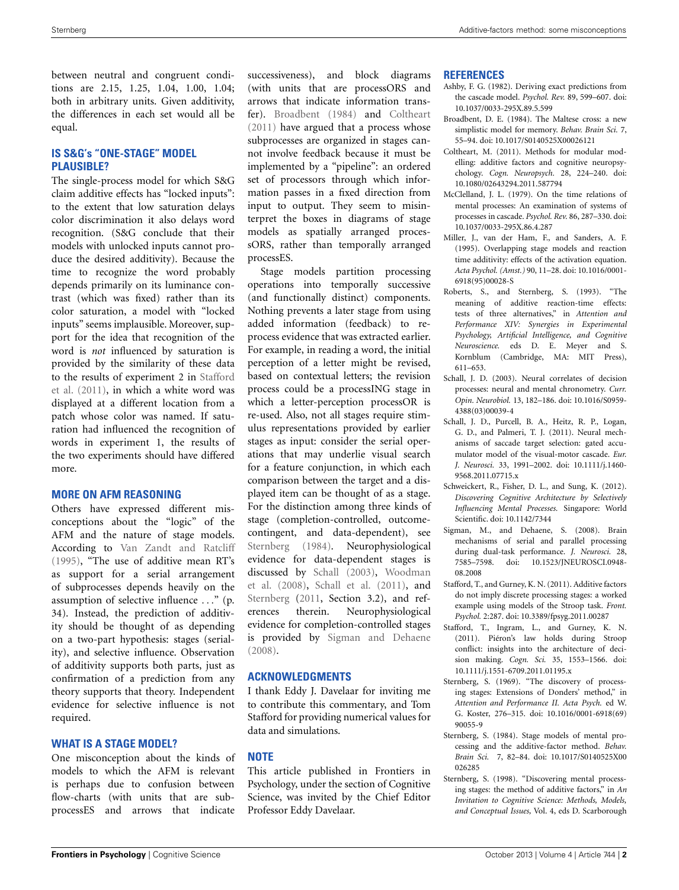between neutral and congruent conditions are 2.15, 1.25, 1.04, 1.00, 1.04; both in arbitrary units. Given additivity, the differences in each set would all be equal.

## IS S&G's "ONE-STAGE" MODEL PLAUSIBLE?

The single-process model for which S&G claim additive effects has "locked inputs": to the extent that low saturation delays color discrimination it also delays word recognition. (S&G conclude that their models with unlocked inputs cannot produce the desired additivity). Because the time to recognize the word probably depends primarily on its luminance contrast (which was fixed) rather than its color saturation, a model with "locked inputs" seems implausible. Moreover, support for the idea that recognition of the word is *not* influenced by saturation is provided by the similarity of these data to the results of experiment 2 in Stafford et al. (2011), in which a white word was displayed at a different location from a patch whose color was named. If saturation had influenced the recognition of words in experiment 1, the results of the two experiments should have differed more.

## MORE ON AFM REASONING

Others have expressed different misconceptions about the "logic" of the AFM and the nature of stage models. According to Van Zandt and Ratcliff (1995), "The use of additive mean RT's as support for a serial arrangement of subprocesses depends heavily on the assumption of selective influence . . ." (p. 34). Instead, the prediction of additivity should be thought of as depending on a two-part hypothesis: stages (seriality), and selective influence. Observation of additivity supports both parts, just as confirmation of a prediction from any theory supports that theory. Independent evidence for selective influence is not required.

## WHAT IS A STAGE MODEL?

One misconception about the kinds of models to which the AFM is relevant is perhaps due to confusion between flow-charts (with units that are subprocessES and arrows that indicate successiveness), and block diagrams (with units that are processORS and arrows that indicate information transfer). Broadbent (1984) and Coltheart (2011) have argued that a process whose subprocesses are organized in stages cannot involve feedback because it must be implemented by a "pipeline": an ordered set of processors through which information passes in a fixed direction from input to output. They seem to misinterpret the boxes in diagrams of stage models as spatially arranged processORS, rather than temporally arranged processES.

Stage models partition processing operations into temporally successive (and functionally distinct) components. Nothing prevents a later stage from using added information (feedback) to reprocess evidence that was extracted earlier. For example, in reading a word, the initial perception of a letter might be revised, based on contextual letters; the revision process could be a processING stage in which a letter-perception processOR is re-used. Also, not all stages require stimulus representations provided by earlier stages as input: consider the serial operations that may underlie visual search for a feature conjunction, in which each comparison between the target and a displayed item can be thought of as a stage. For the distinction among three kinds of stage (completion-controlled, outcome-contingent, and data-dependent), see Sternberg (1984). Neurophysiological evidence for data-dependent stages is discussed by Schall (2003), Woodman et al. (2008), Schall et al. (2011), and Sternberg (2011, Section 3.2), and references therein. Neurophysiological evidence for completion-controlled stages is provided by Sigman and Dehaene (2008).

## ACKNOWLEDGMENTS

I thank Eddy J. Davelaar for inviting me to contribute this commentary, and Tom Stafford for providing numerical values for data and simulations.

## NOTE

This article published in Frontiers in Psychology, under the section of Cognitive Science, was invited by the Chief Editor Professor Eddy Davelaar.

## REFERENCES

Ashby, F. G. (1982). Deriving exact predictions from the cascade model. *Psychol. Rev.* 89, 599–607. doi: 10.1037/0033-295X.89.5.599

Broadbent, D. E. (1984). The Maltese cross: a new simplistic model for memory. *Behav. Brain Sci.* 7, 55–94. doi: 10.1017/S0140525X00026121

Coltheart, M. (2011). Methods for modular modelling: additive factors and cognitive neuropsychology. *Cogn. Neuropsych.* 28, 224–240. doi: 10.1080/02643294.2011.587794

McClelland, J. L. (1979). On the time relations of mental processes: An examination of systems of processes in cascade. *Psychol. Rev.* 86, 287–330. doi: 10.1037/0033-295X.86.4.287

Miller, J., van der Ham, F., and Sanders, A. F. (1995). Overlapping stage models and reaction time additivity: effects of the activation equation. *Acta Psychol. (Amst.)* 90, 11–28. doi: 10.1016/0001-6918(95)00028-S

Roberts, S., and Sternberg, S. (1993). "The meaning of additive reaction-time effects: tests of three alternatives," in *Attention and Performance XIV: Synergies in Experimental Psychology, Artificial Intelligence, and Cognitive Neuroscience.* eds D. E. Meyer and S. Kornblum (Cambridge, MA: MIT Press), 611–653.

Schall, J. D. (2003). Neural correlates of decision processes: neural and mental chronometry. *Curr. Opin. Neurobiol.* 13, 182–186. doi: 10.1016/S0959-4388(03)00039-4

Schall, J. D., Purcell, B. A., Heitz, R. P., Logan, G. D., and Palmeri, T. J. (2011). Neural mechanisms of saccade target selection: gated accumulator model of the visual-motor cascade. *Eur. J. Neurosci.* 33, 1991–2002. doi: 10.1111/j.1460-9568.2011.07715.x

Schweickert, R., Fisher, D. L., and Sung, K. (2012). *Discovering Cognitive Architecture by Selectively Influencing Mental Processes.* Singapore: World Scientific. doi: 10.1142/7344

Sigman, M., and Dehaene, S. (2008). Brain mechanisms of serial and parallel processing during dual-task performance. *J. Neurosci.* 28, 7585–7598. doi: 10.1523/JNEUROSCI.0948-08.2008

Stafford, T., and Gurney, K. N. (2011). Additive factors do not imply discrete processing stages: a worked example using models of the Stroop task. *Front. Psychol.* 2:287. doi: 10.3389/fpsyg.2011.00287

Stafford, T., Ingram, L., and Gurney, K. N. (2011). Piéron's law holds during Stroop conflict: insights into the architecture of decision making. *Cogn. Sci.* 35, 1553–1566. doi: 10.1111/j.1551-6709.2011.01195.x

Sternberg, S. (1969). "The discovery of processing stages: Extensions of Donders' method," in *Attention and Performance II. Acta Psych.* ed W. G. Koster, 276–315. doi: 10.1016/0001-6918(69)90055-9

Sternberg, S. (1984). Stage models of mental processing and the additive-factor method. *Behav. Brain Sci.* 7, 82–84. doi: 10.1017/S0140525X00026285

Sternberg, S. (1998). "Discovering mental processing stages: the method of additive factors," in *An Invitation to Cognitive Science: Methods, Models, and Conceptual Issues,* Vol. 4, eds D. Scarborough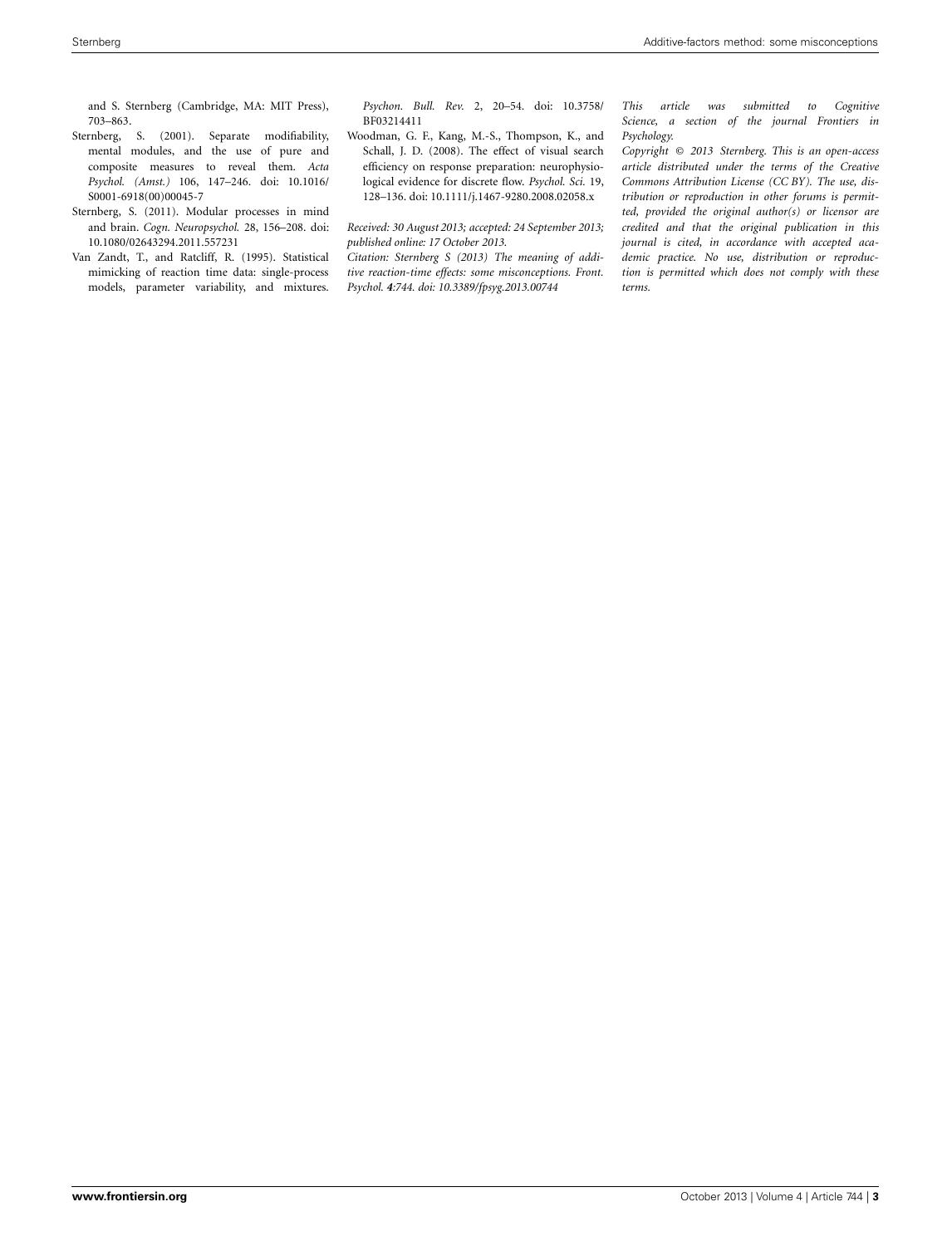and S. Sternberg (Cambridge, MA: MIT Press), 703–863.

Sternberg, S. (2001). Separate modifiability, mental modules, and the use of pure and composite measures to reveal them. *Acta Psychol. (Amst.)* 106, 147–246. doi: 10.1016/S0001-6918(00)00045-7

Sternberg, S. (2011). Modular processes in mind and brain. *Cogn. Neuropsychol.* 28, 156–208. doi: 10.1080/02643294.2011.557231

Van Zandt, T., and Ratcliff, R. (1995). Statistical mimicking of reaction time data: single-process models, parameter variability, and mixtures. *Psychon. Bull. Rev.* 2, 20–54. doi: 10.3758/BF03214411

Woodman, G. F., Kang, M.-S., Thompson, K., and Schall, J. D. (2008). The effect of visual search efficiency on response preparation: neurophysiological evidence for discrete flow. *Psychol. Sci.* 19, 128–136. doi: 10.1111/j.1467-9280.2008.02058.x

*Received: 30 August 2013; accepted: 24 September 2013; published online: 17 October 2013.*

*Citation: Sternberg S (2013) The meaning of additive reaction-time effects: some misconceptions. Front. Psychol.* ***4****:744. doi: 10.3389/fpsyg.2013.00744*

*This article was submitted to Cognitive Science, a section of the journal Frontiers in Psychology.*

*Copyright © 2013 Sternberg. This is an open-access article distributed under the terms of the Creative Commons Attribution License (CC BY). The use, distribution or reproduction in other forums is permitted, provided the original author(s) or licensor are credited and that the original publication in this journal is cited, in accordance with accepted academic practice. No use, distribution or reproduction is permitted which does not comply with these terms.*